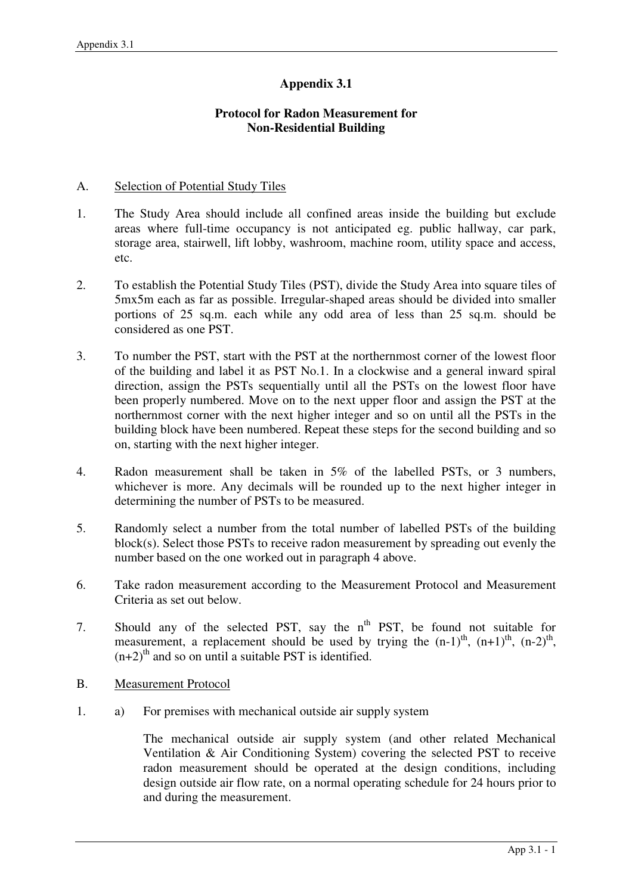# Appendix 3.1

## Protocol for Radon Measurement for Non-Residential Building

A. Selection of Potential Study Tiles

1. The Study Area should include all confined areas inside the building but exclude areas where full-time occupancy is not anticipated eg. public hallway, car park, storage area, stairwell, lift lobby, washroom, machine room, utility space and access, etc.

2. To establish the Potential Study Tiles (PST), divide the Study Area into square tiles of 5mx5m each as far as possible. Irregular-shaped areas should be divided into smaller portions of 25 sq.m. each while any odd area of less than 25 sq.m. should be considered as one PST.

3. To number the PST, start with the PST at the northernmost corner of the lowest floor of the building and label it as PST No.1. In a clockwise and a general inward spiral direction, assign the PSTs sequentially until all the PSTs on the lowest floor have been properly numbered. Move on to the next upper floor and assign the PST at the northernmost corner with the next higher integer and so on until all the PSTs in the building block have been numbered. Repeat these steps for the second building and so on, starting with the next higher integer.

4. Radon measurement shall be taken in 5% of the labelled PSTs, or 3 numbers, whichever is more. Any decimals will be rounded up to the next higher integer in determining the number of PSTs to be measured.

5. Randomly select a number from the total number of labelled PSTs of the building block(s). Select those PSTs to receive radon measurement by spreading out evenly the number based on the one worked out in paragraph 4 above.

6. Take radon measurement according to the Measurement Protocol and Measurement Criteria as set out below.

7. Should any of the selected PST, say the $n^{th}$ PST, be found not suitable for measurement, a replacement should be used by trying the $(n-1)^{th}$, $(n+1)^{th}$, $(n-2)^{th}$, $(n+2)^{th}$ and so on until a suitable PST is identified.

B. Measurement Protocol

1. a) For premises with mechanical outside air supply system

   The mechanical outside air supply system (and other related Mechanical Ventilation & Air Conditioning System) covering the selected PST to receive radon measurement should be operated at the design conditions, including design outside air flow rate, on a normal operating schedule for 24 hours prior to and during the measurement.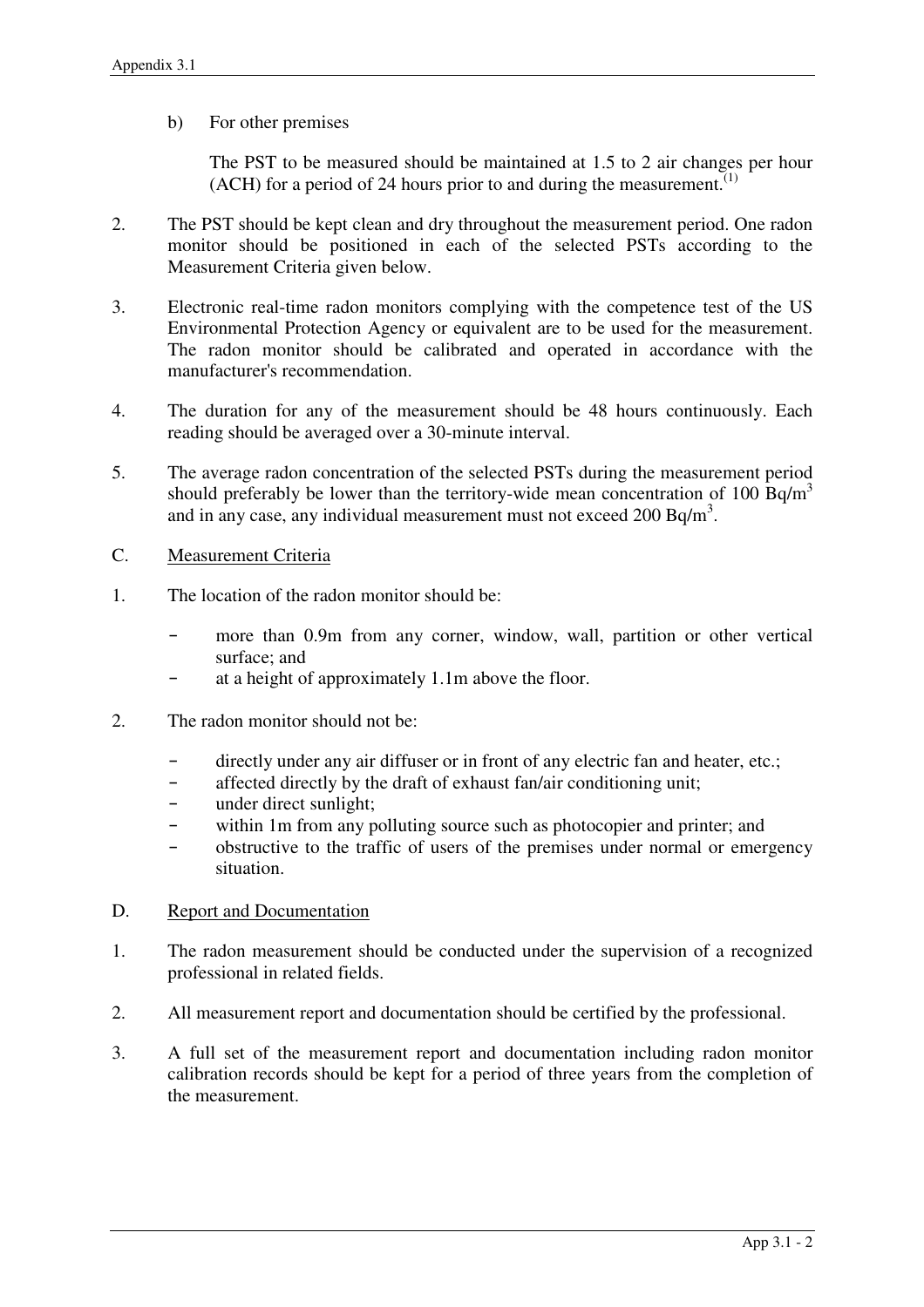b) For other premises

The PST to be measured should be maintained at 1.5 to 2 air changes per hour (ACH) for a period of 24 hours prior to and during the measurement.[(1)]

2. The PST should be kept clean and dry throughout the measurement period. One radon monitor should be positioned in each of the selected PSTs according to the Measurement Criteria given below.

3. Electronic real-time radon monitors complying with the competence test of the US Environmental Protection Agency or equivalent are to be used for the measurement. The radon monitor should be calibrated and operated in accordance with the manufacturer's recommendation.

4. The duration for any of the measurement should be 48 hours continuously. Each reading should be averaged over a 30-minute interval.

5. The average radon concentration of the selected PSTs during the measurement period should preferably be lower than the territory-wide mean concentration of 100 $Bq/m^3$ and in any case, any individual measurement must not exceed 200 $Bq/m^3$.

C. <u>Measurement Criteria</u>

1. The location of the radon monitor should be:

   - more than 0.9m from any corner, window, wall, partition or other vertical surface; and
   - at a height of approximately 1.1m above the floor.

2. The radon monitor should not be:

   - directly under any air diffuser or in front of any electric fan and heater, etc.;
   - affected directly by the draft of exhaust fan/air conditioning unit;
   - under direct sunlight;
   - within 1m from any polluting source such as photocopier and printer; and
   - obstructive to the traffic of users of the premises under normal or emergency situation.

D. <u>Report and Documentation</u>

1. The radon measurement should be conducted under the supervision of a recognized professional in related fields.

2. All measurement report and documentation should be certified by the professional.

3. A full set of the measurement report and documentation including radon monitor calibration records should be kept for a period of three years from the completion of the measurement.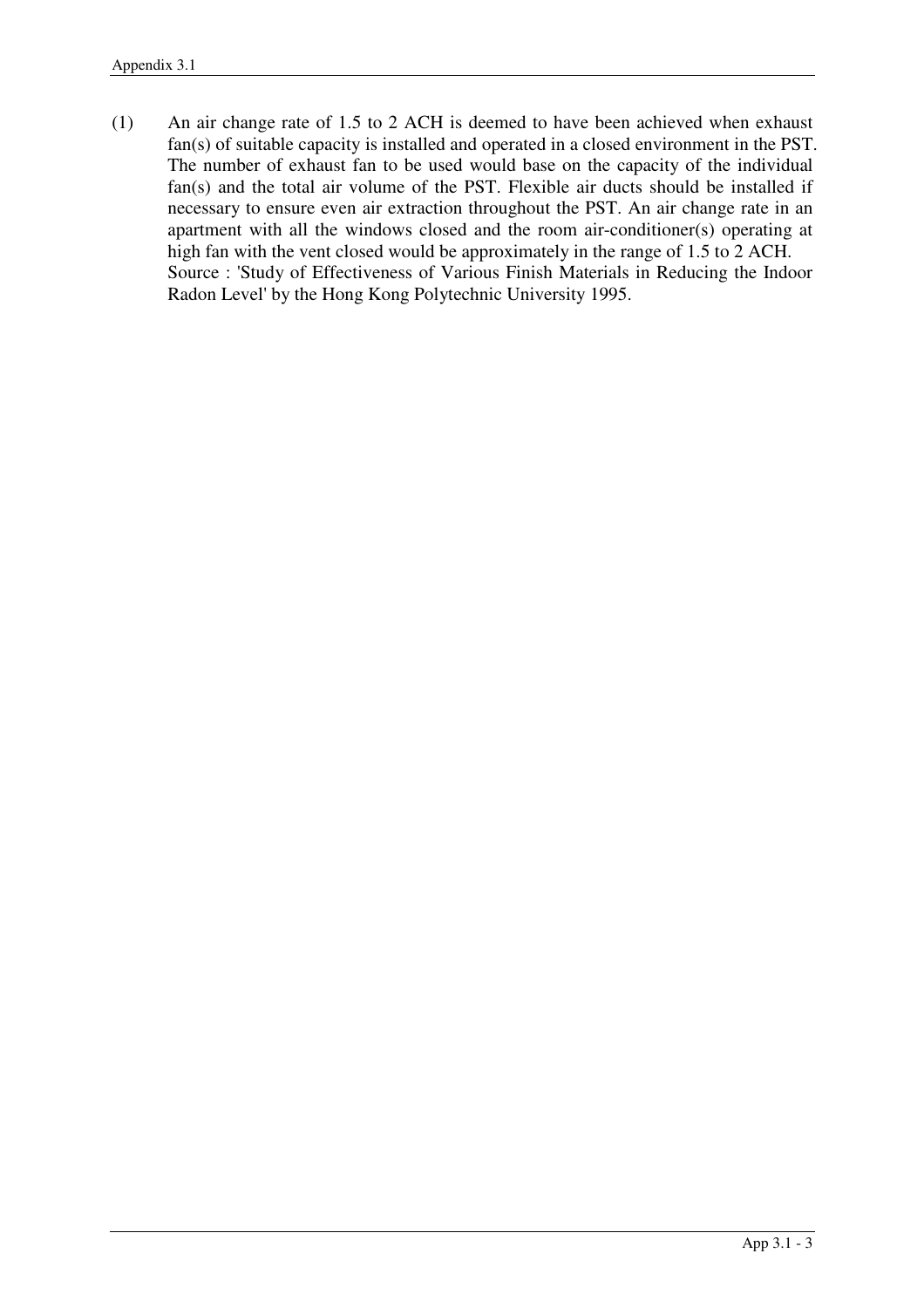(1) An air change rate of 1.5 to 2 ACH is deemed to have been achieved when exhaust fan(s) of suitable capacity is installed and operated in a closed environment in the PST. The number of exhaust fan to be used would base on the capacity of the individual fan(s) and the total air volume of the PST. Flexible air ducts should be installed if necessary to ensure even air extraction throughout the PST. An air change rate in an apartment with all the windows closed and the room air-conditioner(s) operating at high fan with the vent closed would be approximately in the range of 1.5 to 2 ACH.
Source : 'Study of Effectiveness of Various Finish Materials in Reducing the Indoor Radon Level' by the Hong Kong Polytechnic University 1995.